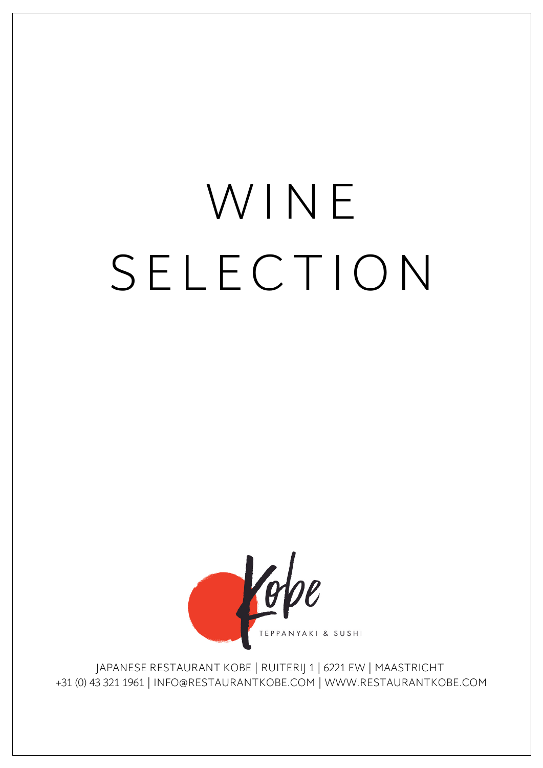# WINE SELECTION

Kobe

TEPPANYAKI & SUSHI

JAPANESE RESTAURANT KOBE | RUITERIJ 1 | 6221 EW | MAASTRICHT
+31 (0) 43 321 1961 | INFO@RESTAURANTKOBE.COM | WWW.RESTAURANTKOBE.COM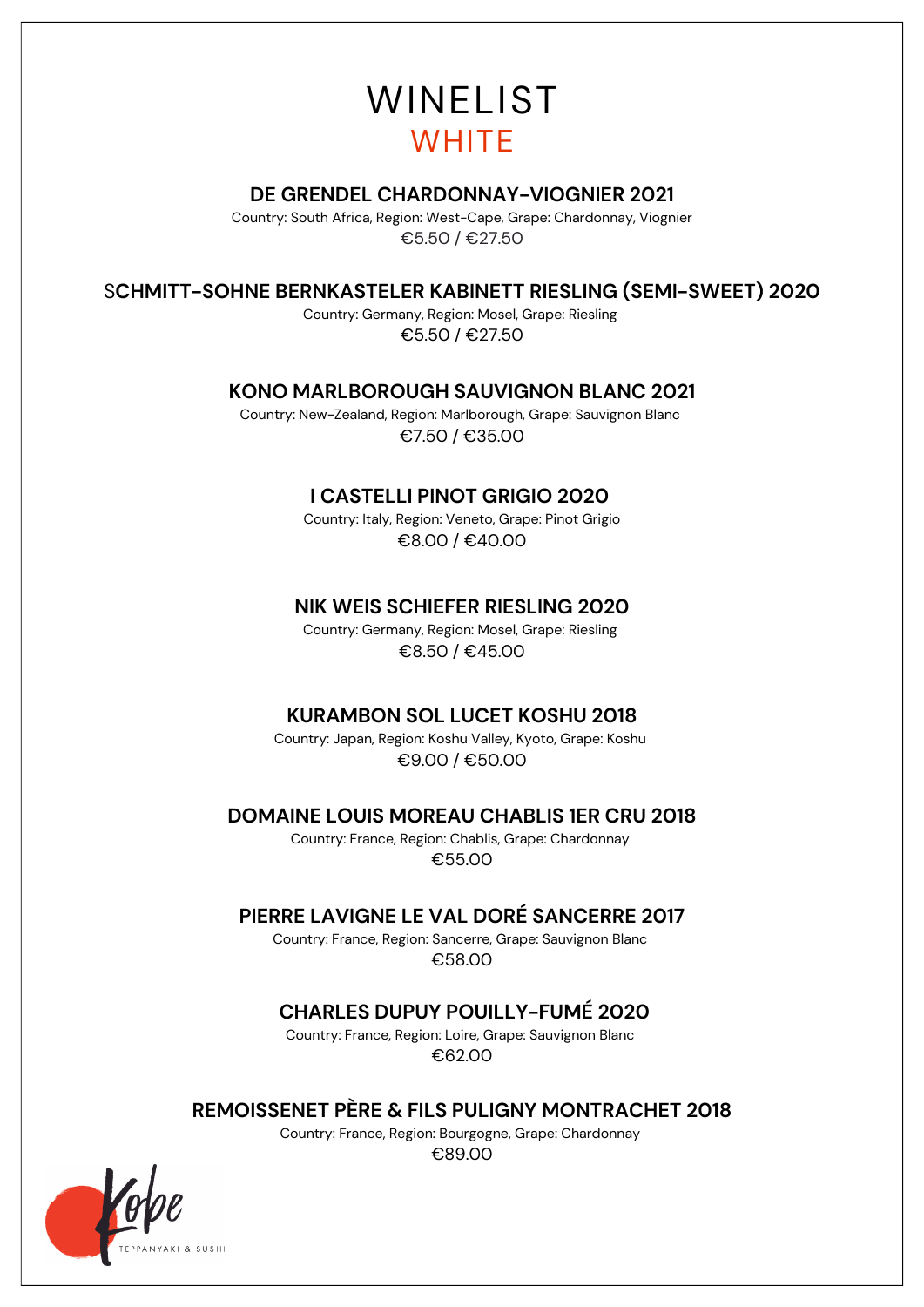# WINELIST

## WHITE

### DE GRENDEL CHARDONNAY-VIOGNIER 2021

Country: South Africa, Region: West-Cape, Grape: Chardonnay, Viognier

€5.50 / €27.50

### SCHMITT-SOHNE BERNKASTELER KABINETT RIESLING (SEMI-SWEET) 2020

Country: Germany, Region: Mosel, Grape: Riesling

€5.50 / €27.50

### KONO MARLBOROUGH SAUVIGNON BLANC 2021

Country: New-Zealand, Region: Marlborough, Grape: Sauvignon Blanc

€7.50 / €35.00

### I CASTELLI PINOT GRIGIO 2020

Country: Italy, Region: Veneto, Grape: Pinot Grigio

€8.00 / €40.00

### NIK WEIS SCHIEFER RIESLING 2020

Country: Germany, Region: Mosel, Grape: Riesling

€8.50 / €45.00

### KURAMBON SOL LUCET KOSHU 2018

Country: Japan, Region: Koshu Valley, Kyoto, Grape: Koshu

€9.00 / €50.00

### DOMAINE LOUIS MOREAU CHABLIS 1ER CRU 2018

Country: France, Region: Chablis, Grape: Chardonnay

€55.00

### PIERRE LAVIGNE LE VAL DORÉ SANCERRE 2017

Country: France, Region: Sancerre, Grape: Sauvignon Blanc

€58.00

### CHARLES DUPUY POUILLY-FUMÉ 2020

Country: France, Region: Loire, Grape: Sauvignon Blanc

€62.00

### REMOISSENET PÈRE & FILS PULIGNY MONTRACHET 2018

Country: France, Region: Bourgogne, Grape: Chardonnay

€89.00

Kobe TEPPANYAKI & SUSHI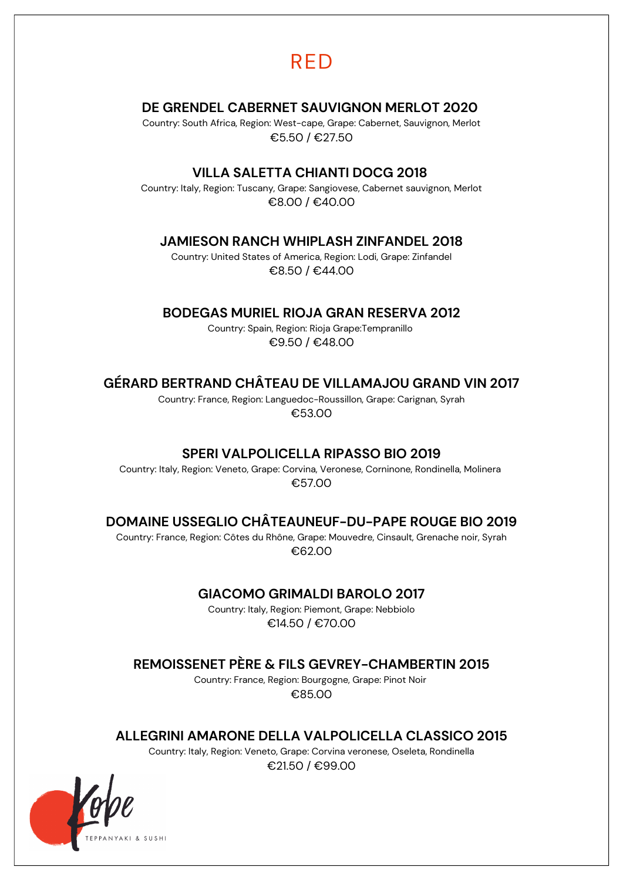# RED

### DE GRENDEL CABERNET SAUVIGNON MERLOT 2020

Country: South Africa, Region: West-cape, Grape: Cabernet, Sauvignon, Merlot

€5.50 / €27.50

### VILLA SALETTA CHIANTI DOCG 2018

Country: Italy, Region: Tuscany, Grape: Sangiovese, Cabernet sauvignon, Merlot

€8.00 / €40.00

### JAMIESON RANCH WHIPLASH ZINFANDEL 2018

Country: United States of America, Region: Lodi, Grape: Zinfandel

€8.50 / €44.00

### BODEGAS MURIEL RIOJA GRAN RESERVA 2012

Country: Spain, Region: Rioja Grape:Tempranillo

€9.50 / €48.00

### GÉRARD BERTRAND CHÂTEAU DE VILLAMAJOU GRAND VIN 2017

Country: France, Region: Languedoc-Roussillon, Grape: Carignan, Syrah

€53.00

### SPERI VALPOLICELLA RIPASSO BIO 2019

Country: Italy, Region: Veneto, Grape: Corvina, Veronese, Corninone, Rondinella, Molinera

€57.00

### DOMAINE USSEGLIO CHÂTEAUNEUF-DU-PAPE ROUGE BIO 2019

Country: France, Region: Côtes du Rhône, Grape: Mouvedre, Cinsault, Grenache noir, Syrah

€62.00

### GIACOMO GRIMALDI BAROLO 2017

Country: Italy, Region: Piemont, Grape: Nebbiolo

€14.50 / €70.00

### REMOISSENET PÈRE & FILS GEVREY-CHAMBERTIN 2015

Country: France, Region: Bourgogne, Grape: Pinot Noir

€85.00

### ALLEGRINI AMARONE DELLA VALPOLICELLA CLASSICO 2015

Country: Italy, Region: Veneto, Grape: Corvina veronese, Oseleta, Rondinella

€21.50 / €99.00

Kobe TEPPANYAKI & SUSHI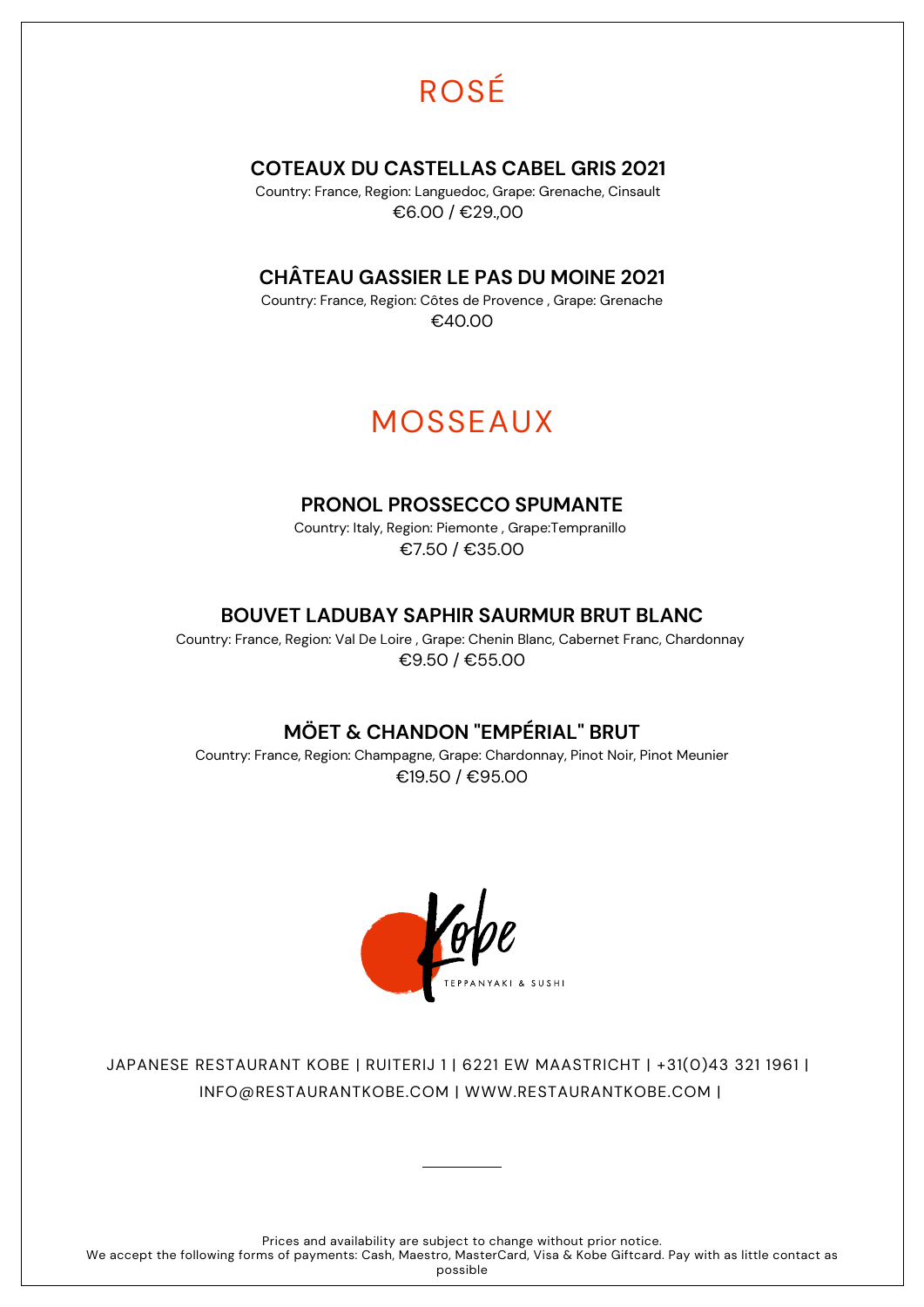# ROSÉ

### COTEAUX DU CASTELLAS CABEL GRIS 2021

Country: France, Region: Languedoc, Grape: Grenache, Cinsault

€6.00 / €29.,00

### CHÂTEAU GASSIER LE PAS DU MOINE 2021

Country: France, Region: Côtes de Provence , Grape: Grenache

€40.00

# MOSSEAUX

### PRONOL PROSSECCO SPUMANTE

Country: Italy, Region: Piemonte , Grape:Tempranillo

€7.50 / €35.00

### BOUVET LADUBAY SAPHIR SAURMUR BRUT BLANC

Country: France, Region: Val De Loire , Grape: Chenin Blanc, Cabernet Franc, Chardonnay

€9.50 / €55.00

### MÖET & CHANDON "EMPÉRIAL" BRUT

Country: France, Region: Champagne, Grape: Chardonnay, Pinot Noir, Pinot Meunier

€19.50 / €95.00

Kobe

TEPPANYAKI & SUSHI

JAPANESE RESTAURANT KOBE | RUITERIJ 1 | 6221 EW MAASTRICHT | +31(0)43 321 1961 | INFO@RESTAURANTKOBE.COM | WWW.RESTAURANTKOBE.COM |

---

Prices and availability are subject to change without prior notice.
We accept the following forms of payments: Cash, Maestro, MasterCard, Visa & Kobe Giftcard. Pay with as little contact as possible